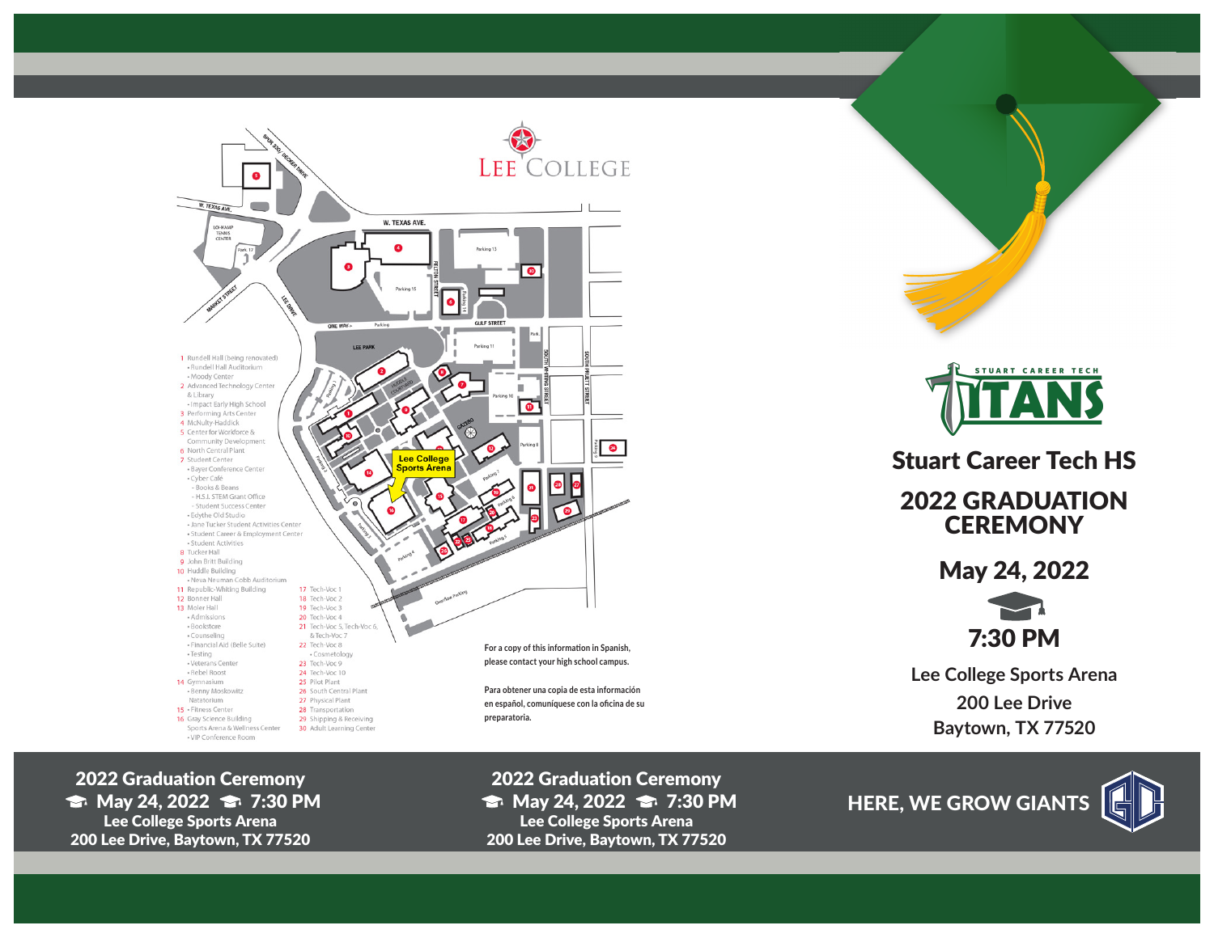# Stuart Career Tech HS

## 2022 GRADUATION CEREMONY

**May 24, 2022**

**7:30 PM**

Lee College Sports Arena
200 Lee Drive
Baytown, TX 77520

## Lee College

Lee College Sports Arena

1 Rundell Hall (being renovated)
- Rundell Hall Auditorium
- Moody Center

2 Advanced Technology Center & Library
- Impact Early High School

3 Performing Arts Center
4 McNulty-Haddick
5 Center for Workforce & Community Development
6 North Central Plant
7 Student Center
- Bayer Conference Center
- Cyber Café
  - Books & Beans
  - H.S.I. STEM Grant Office
  - Student Success Center
- Edythe Old Studio
- Jane Tucker Student Activities Center
- Student Career & Employment Center
- Student Activities

8 Tucker Hall
9 John Britt Building
10 Huddle Building
- Neva Neuman Cobb Auditorium

11 Republic-Whiting Building
12 Bonner Hall
13 Moler Hall
- Admissions
- Bookstore
- Counseling
- Financial Aid (Belle Suite)
- Testing
- Veterans Center
- Rebel Roost

14 Gymnasium
- Benny Moskowitz Natatorium

15 - Fitness Center
16 Gray Science Building Sports Arena & Wellness Center
- VIP Conference Room

17 Tech-Voc 1
18 Tech-Voc 2
19 Tech-Voc 3
20 Tech-Voc 4
21 Tech-Voc 5, Tech-Voc 6, & Tech-Voc 7
22 Tech-Voc 8
- Cosmetology

23 Tech-Voc 9
24 Tech-Voc 10
25 Pilot Plant
26 South Central Plant
27 Physical Plant
28 Transportation
29 Shipping & Receiving
30 Adult Learning Center

For a copy of this information in Spanish, please contact your high school campus.

Para obtener una copia de esta información en español, comuníquese con la oficina de su preparatoria.

**2022 Graduation Ceremony**
**May 24, 2022 · 7:30 PM**
**Lee College Sports Arena**
**200 Lee Drive, Baytown, TX 77520**

**2022 Graduation Ceremony**
**May 24, 2022 · 7:30 PM**
**Lee College Sports Arena**
**200 Lee Drive, Baytown, TX 77520**

**HERE, WE GROW GIANTS**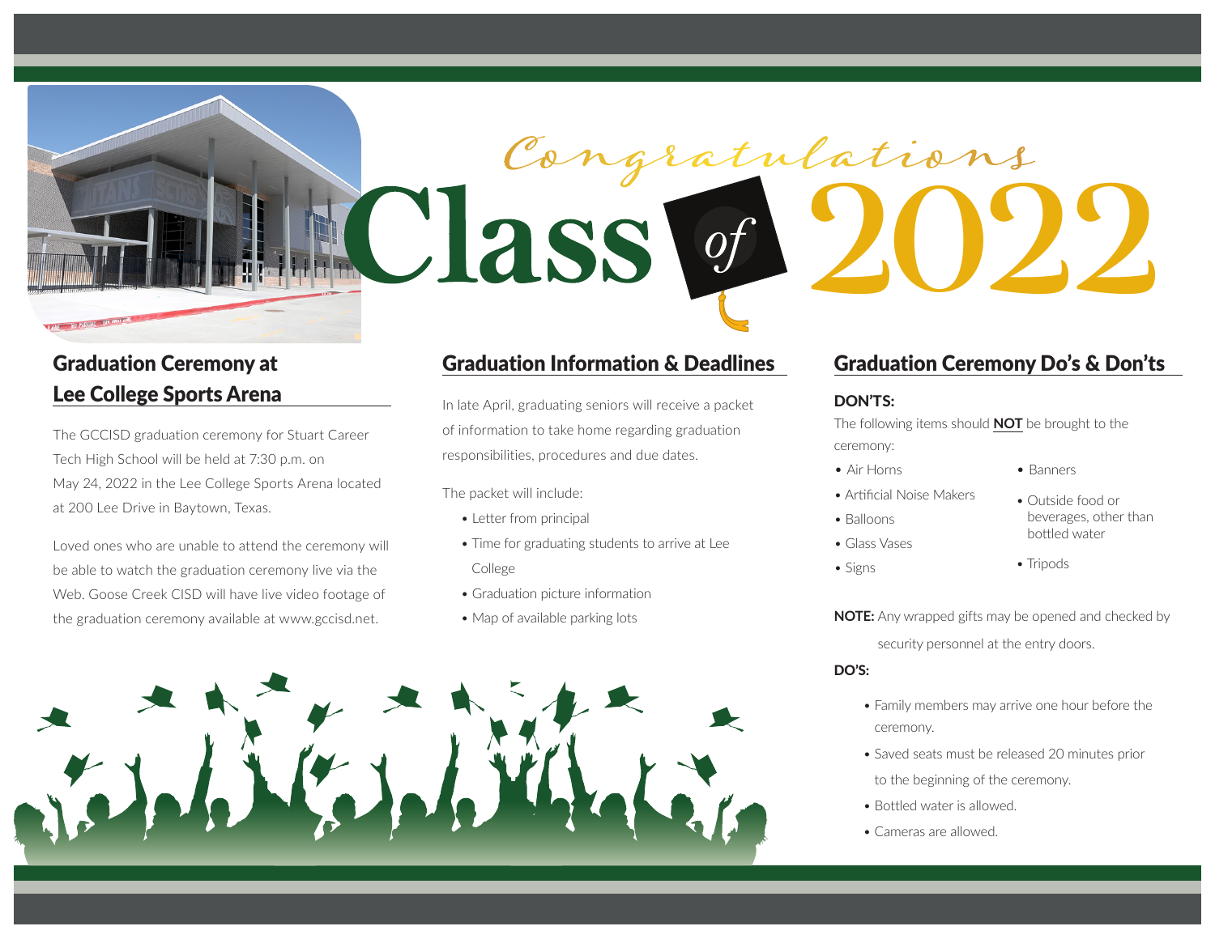# *Congratulations* Class *of* 2022

## Graduation Ceremony at Lee College Sports Arena

The GCCISD graduation ceremony for Stuart Career Tech High School will be held at 7:30 p.m. on May 24, 2022 in the Lee College Sports Arena located at 200 Lee Drive in Baytown, Texas.

Loved ones who are unable to attend the ceremony will be able to watch the graduation ceremony live via the Web. Goose Creek CISD will have live video footage of the graduation ceremony available at www.gccisd.net.

## Graduation Information & Deadlines

In late April, graduating seniors will receive a packet of information to take home regarding graduation responsibilities, procedures and due dates.

The packet will include:

- Letter from principal
- Time for graduating students to arrive at Lee College
- Graduation picture information
- Map of available parking lots

## Graduation Ceremony Do's & Don'ts

**DON'TS:**

The following items should **NOT** be brought to the ceremony:

- Air Horns
- Artificial Noise Makers
- Balloons
- Glass Vases
- Signs
- Banners
- Outside food or beverages, other than bottled water
- Tripods

**NOTE:** Any wrapped gifts may be opened and checked by security personnel at the entry doors.

**DO'S:**

- Family members may arrive one hour before the ceremony.
- Saved seats must be released 20 minutes prior to the beginning of the ceremony.
- Bottled water is allowed.
- Cameras are allowed.